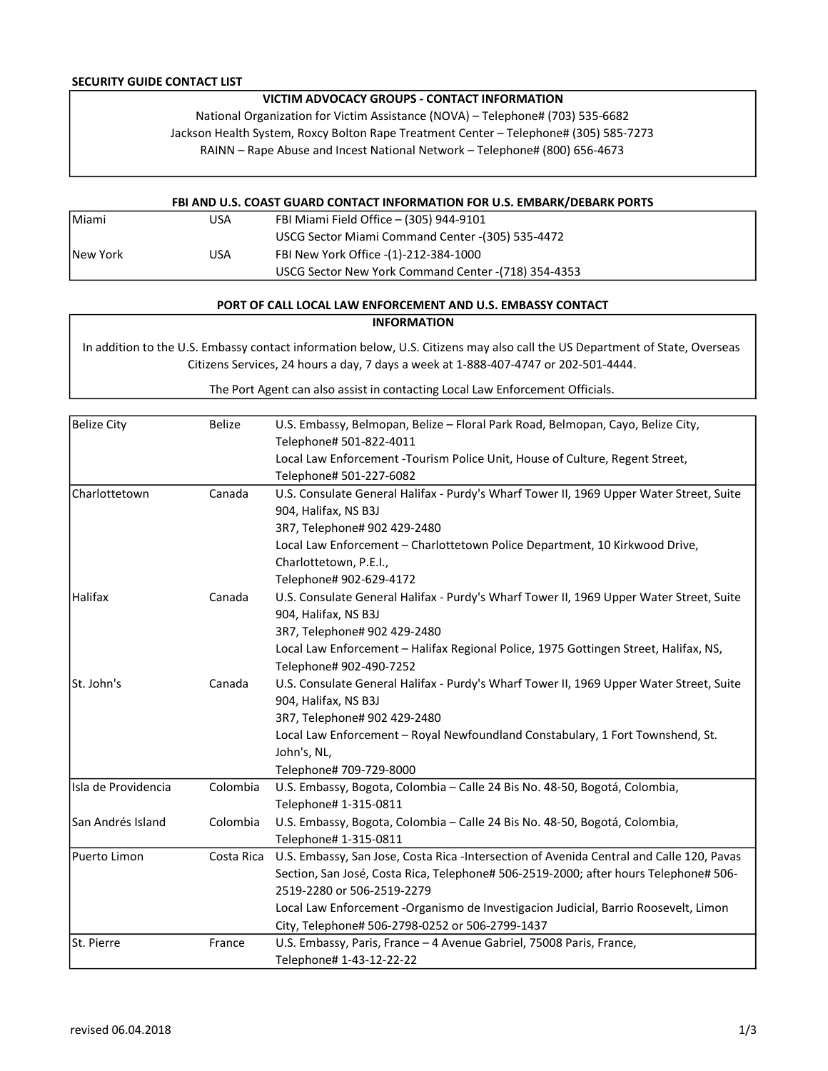**SECURITY GUIDE CONTACT LIST**

## VICTIM ADVOCACY GROUPS - CONTACT INFORMATION

National Organization for Victim Assistance (NOVA) – Telephone# (703) 535-6682

Jackson Health System, Roxcy Bolton Rape Treatment Center – Telephone# (305) 585-7273

RAINN – Rape Abuse and Incest National Network – Telephone# (800) 656-4673

## FBI AND U.S. COAST GUARD CONTACT INFORMATION FOR U.S. EMBARK/DEBARK PORTS

| | | |
|---|---|---|
| Miami | USA | FBI Miami Field Office – (305) 944-9101<br>USCG Sector Miami Command Center -(305) 535-4472 |
| New York | USA | FBI New York Office -(1)-212-384-1000<br>USCG Sector New York Command Center -(718) 354-4353 |

## PORT OF CALL LOCAL LAW ENFORCEMENT AND U.S. EMBASSY CONTACT INFORMATION

In addition to the U.S. Embassy contact information below, U.S. Citizens may also call the US Department of State, Overseas Citizens Services, 24 hours a day, 7 days a week at 1-888-407-4747 or 202-501-4444.

The Port Agent can also assist in contacting Local Law Enforcement Officials.

| | | |
|---|---|---|
| Belize City | Belize | U.S. Embassy, Belmopan, Belize – Floral Park Road, Belmopan, Cayo, Belize City, Telephone# 501-822-4011<br>Local Law Enforcement -Tourism Police Unit, House of Culture, Regent Street, Telephone# 501-227-6082 |
| Charlottetown | Canada | U.S. Consulate General Halifax - Purdy's Wharf Tower II, 1969 Upper Water Street, Suite 904, Halifax, NS B3J 3R7, Telephone# 902 429-2480<br>Local Law Enforcement – Charlottetown Police Department, 10 Kirkwood Drive, Charlottetown, P.E.I., Telephone# 902-629-4172 |
| Halifax | Canada | U.S. Consulate General Halifax - Purdy's Wharf Tower II, 1969 Upper Water Street, Suite 904, Halifax, NS B3J 3R7, Telephone# 902 429-2480<br>Local Law Enforcement – Halifax Regional Police, 1975 Gottingen Street, Halifax, NS, Telephone# 902-490-7252 |
| St. John's | Canada | U.S. Consulate General Halifax - Purdy's Wharf Tower II, 1969 Upper Water Street, Suite 904, Halifax, NS B3J 3R7, Telephone# 902 429-2480<br>Local Law Enforcement – Royal Newfoundland Constabulary, 1 Fort Townshend, St. John's, NL, Telephone# 709-729-8000 |
| Isla de Providencia | Colombia | U.S. Embassy, Bogota, Colombia – Calle 24 Bis No. 48-50, Bogotá, Colombia, Telephone# 1-315-0811 |
| San Andrés Island | Colombia | U.S. Embassy, Bogota, Colombia – Calle 24 Bis No. 48-50, Bogotá, Colombia, Telephone# 1-315-0811 |
| Puerto Limon | Costa Rica | U.S. Embassy, San Jose, Costa Rica -Intersection of Avenida Central and Calle 120, Pavas Section, San José, Costa Rica, Telephone# 506-2519-2000; after hours Telephone# 506-2519-2280 or 506-2519-2279<br>Local Law Enforcement -Organismo de Investigacion Judicial, Barrio Roosevelt, Limon City, Telephone# 506-2798-0252 or 506-2799-1437 |
| St. Pierre | France | U.S. Embassy, Paris, France – 4 Avenue Gabriel, 75008 Paris, France, Telephone# 1-43-12-22-22 |

revised 06.04.2018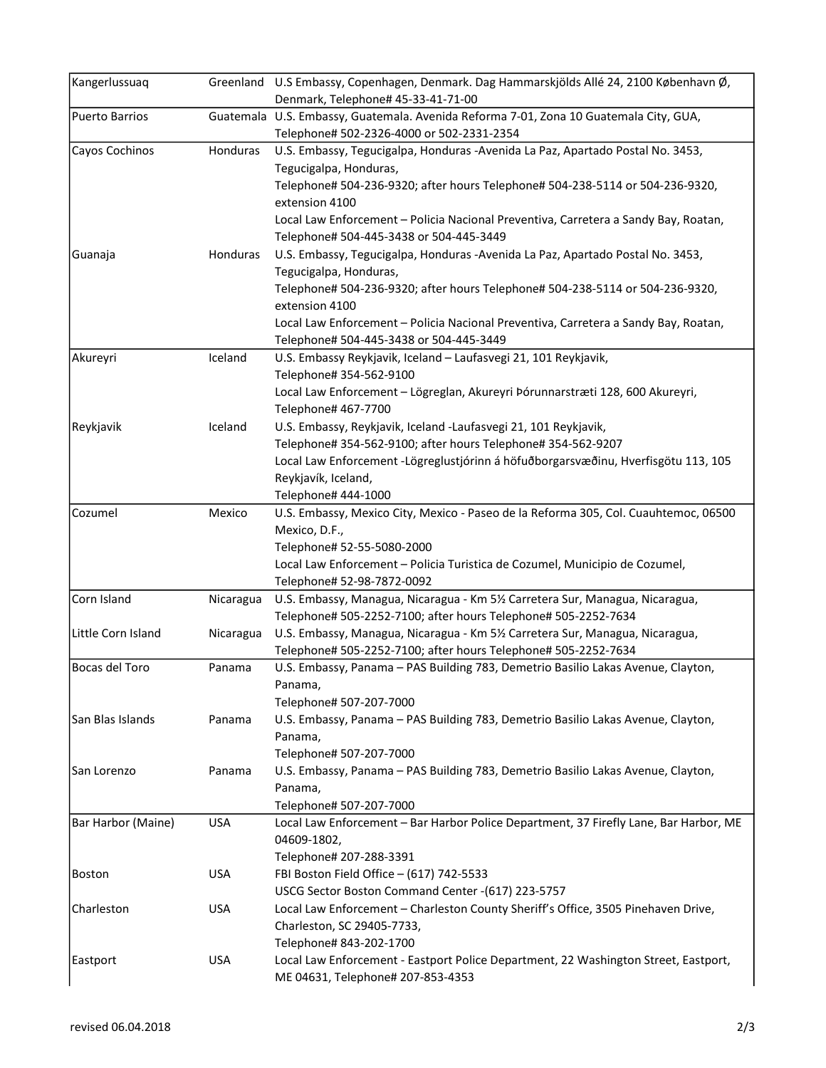| | | |
|---|---|---|
| Kangerlussuaq | Greenland | U.S Embassy, Copenhagen, Denmark. Dag Hammarskjölds Allé 24, 2100 København Ø, Denmark, Telephone# 45-33-41-71-00 |
| Puerto Barrios | Guatemala | U.S. Embassy, Guatemala. Avenida Reforma 7-01, Zona 10 Guatemala City, GUA, Telephone# 502-2326-4000 or 502-2331-2354 |
| Cayos Cochinos | Honduras | U.S. Embassy, Tegucigalpa, Honduras -Avenida La Paz, Apartado Postal No. 3453, Tegucigalpa, Honduras,<br>Telephone# 504-236-9320; after hours Telephone# 504-238-5114 or 504-236-9320, extension 4100<br>Local Law Enforcement – Policia Nacional Preventiva, Carretera a Sandy Bay, Roatan, Telephone# 504-445-3438 or 504-445-3449 |
| Guanaja | Honduras | U.S. Embassy, Tegucigalpa, Honduras -Avenida La Paz, Apartado Postal No. 3453, Tegucigalpa, Honduras,<br>Telephone# 504-236-9320; after hours Telephone# 504-238-5114 or 504-236-9320, extension 4100<br>Local Law Enforcement – Policia Nacional Preventiva, Carretera a Sandy Bay, Roatan, Telephone# 504-445-3438 or 504-445-3449 |
| Akureyri | Iceland | U.S. Embassy Reykjavik, Iceland – Laufasvegi 21, 101 Reykjavik,<br>Telephone# 354-562-9100<br>Local Law Enforcement – Lögreglan, Akureyri Þórunnarstræti 128, 600 Akureyri, Telephone# 467-7700 |
| Reykjavik | Iceland | U.S. Embassy, Reykjavik, Iceland -Laufasvegi 21, 101 Reykjavik,<br>Telephone# 354-562-9100; after hours Telephone# 354-562-9207<br>Local Law Enforcement -Lögreglustjórinn á höfuðborgarsvæðinu, Hverfisgötu 113, 105 Reykjavík, Iceland,<br>Telephone# 444-1000 |
| Cozumel | Mexico | U.S. Embassy, Mexico City, Mexico - Paseo de la Reforma 305, Col. Cuauhtemoc, 06500 Mexico, D.F.,<br>Telephone# 52-55-5080-2000<br>Local Law Enforcement – Policia Turistica de Cozumel, Municipio de Cozumel, Telephone# 52-98-7872-0092 |
| Corn Island | Nicaragua | U.S. Embassy, Managua, Nicaragua - Km 5½ Carretera Sur, Managua, Nicaragua, Telephone# 505-2252-7100; after hours Telephone# 505-2252-7634 |
| Little Corn Island | Nicaragua | U.S. Embassy, Managua, Nicaragua - Km 5½ Carretera Sur, Managua, Nicaragua, Telephone# 505-2252-7100; after hours Telephone# 505-2252-7634 |
| Bocas del Toro | Panama | U.S. Embassy, Panama – PAS Building 783, Demetrio Basilio Lakas Avenue, Clayton, Panama,<br>Telephone# 507-207-7000 |
| San Blas Islands | Panama | U.S. Embassy, Panama – PAS Building 783, Demetrio Basilio Lakas Avenue, Clayton, Panama,<br>Telephone# 507-207-7000 |
| San Lorenzo | Panama | U.S. Embassy, Panama – PAS Building 783, Demetrio Basilio Lakas Avenue, Clayton, Panama,<br>Telephone# 507-207-7000 |
| Bar Harbor (Maine) | USA | Local Law Enforcement – Bar Harbor Police Department, 37 Firefly Lane, Bar Harbor, ME 04609-1802,<br>Telephone# 207-288-3391 |
| Boston | USA | FBI Boston Field Office – (617) 742-5533<br>USCG Sector Boston Command Center -(617) 223-5757 |
| Charleston | USA | Local Law Enforcement – Charleston County Sheriff's Office, 3505 Pinehaven Drive, Charleston, SC 29405-7733,<br>Telephone# 843-202-1700 |
| Eastport | USA | Local Law Enforcement - Eastport Police Department, 22 Washington Street, Eastport, ME 04631, Telephone# 207-853-4353 |

revised 06.04.2018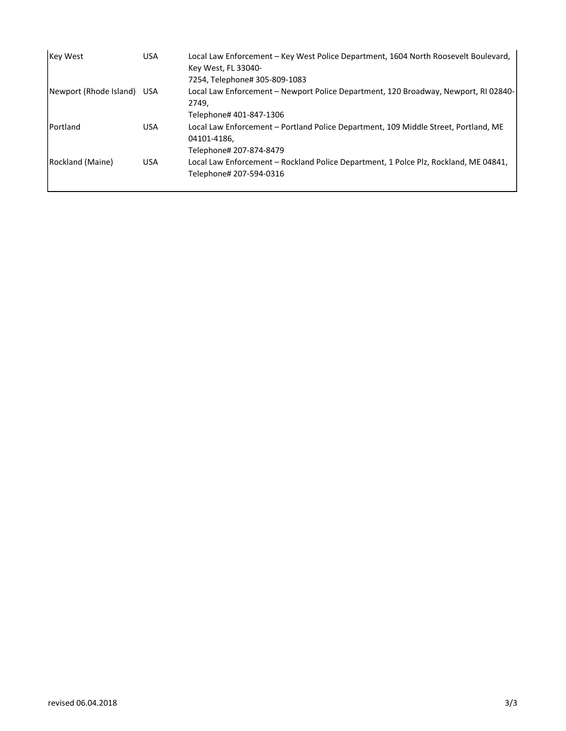| | | |
|---|---|---|
| Key West | USA | Local Law Enforcement – Key West Police Department, 1604 North Roosevelt Boulevard, Key West, FL 33040-7254, Telephone# 305-809-1083 |
| Newport (Rhode Island) | USA | Local Law Enforcement – Newport Police Department, 120 Broadway, Newport, RI 02840-2749, Telephone# 401-847-1306 |
| Portland | USA | Local Law Enforcement – Portland Police Department, 109 Middle Street, Portland, ME 04101-4186, Telephone# 207-874-8479 |
| Rockland (Maine) | USA | Local Law Enforcement – Rockland Police Department, 1 Polce Plz, Rockland, ME 04841, Telephone# 207-594-0316 |

revised 06.04.2018